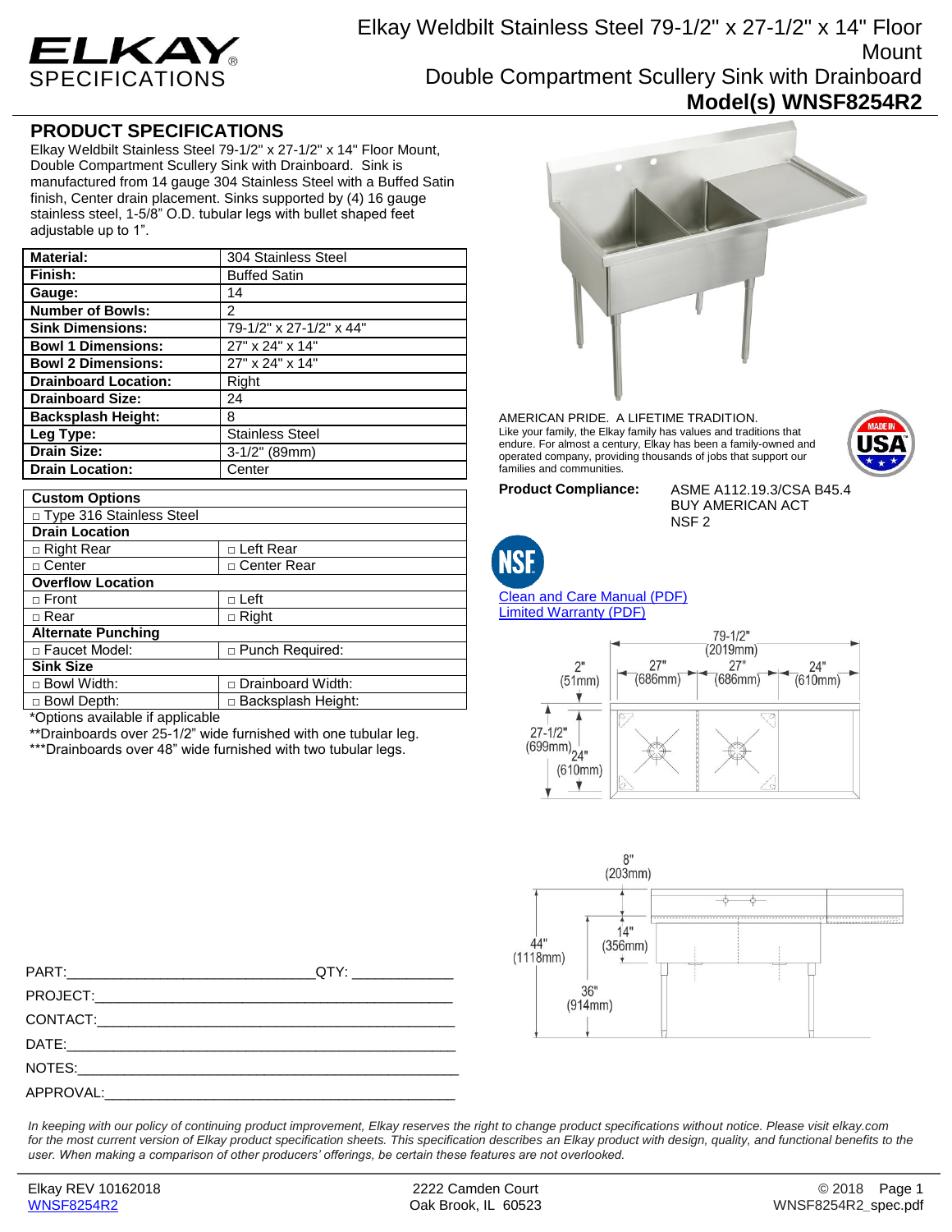# ELKAY SPECIFICATIONS

# Elkay Weldbilt Stainless Steel 79-1/2" x 27-1/2" x 14" Floor Mount Double Compartment Scullery Sink with Drainboard

**Model(s) WNSF8254R2**

## PRODUCT SPECIFICATIONS

Elkay Weldbilt Stainless Steel 79-1/2" x 27-1/2" x 14" Floor Mount, Double Compartment Scullery Sink with Drainboard. Sink is manufactured from 14 gauge 304 Stainless Steel with a Buffed Satin finish, Center drain placement. Sinks supported by (4) 16 gauge stainless steel, 1-5/8" O.D. tubular legs with bullet shaped feet adjustable up to 1".

| | |
|---|---|
| **Material:** | 304 Stainless Steel |
| **Finish:** | Buffed Satin |
| **Gauge:** | 14 |
| **Number of Bowls:** | 2 |
| **Sink Dimensions:** | 79-1/2" x 27-1/2" x 44" |
| **Bowl 1 Dimensions:** | 27" x 24" x 14" |
| **Bowl 2 Dimensions:** | 27" x 24" x 14" |
| **Drainboard Location:** | Right |
| **Drainboard Size:** | 24 |
| **Backsplash Height:** | 8 |
| **Leg Type:** | Stainless Steel |
| **Drain Size:** | 3-1/2" (89mm) |
| **Drain Location:** | Center |

| **Custom Options** | |
|---|---|
| □ Type 316 Stainless Steel | |
| **Drain Location** | |
| □ Right Rear | □ Left Rear |
| □ Center | □ Center Rear |
| **Overflow Location** | |
| □ Front | □ Left |
| □ Rear | □ Right |
| **Alternate Punching** | |
| □ Faucet Model: | □ Punch Required: |
| **Sink Size** | |
| □ Bowl Width: | □ Drainboard Width: |
| □ Bowl Depth: | □ Backsplash Height: |

*Options available if applicable

**Drainboards over 25-1/2" wide furnished with one tubular leg.

***Drainboards over 48" wide furnished with two tubular legs.

AMERICAN PRIDE. A LIFETIME TRADITION.
Like your family, the Elkay family has values and traditions that endure. For almost a century, Elkay has been a family-owned and operated company, providing thousands of jobs that support our families and communities.

**Product Compliance:** ASME A112.19.3/CSA B45.4
BUY AMERICAN ACT
NSF 2

Clean and Care Manual (PDF)
Limited Warranty (PDF)

79-1/2" (2019mm); 2" (51mm); 27" (686mm); 27" (686mm); 24" (610mm); 27-1/2" (699mm); 24" (610mm)

8" (203mm); 44" (1118mm); 14" (356mm); 36" (914mm)

PART:_______________________________ QTY: ____________

PROJECT:_____________________________________________

CONTACT:_____________________________________________

DATE:________________________________________________

NOTES:_______________________________________________

APPROVAL:____________________________________________

*In keeping with our policy of continuing product improvement, Elkay reserves the right to change product specifications without notice. Please visit elkay.com for the most current version of Elkay product specification sheets. This specification describes an Elkay product with design, quality, and functional benefits to the user. When making a comparison of other producers' offerings, be certain these features are not overlooked.*

Elkay REV 10162018 | 2222 Camden Court, Oak Brook, IL 60523 | © 2018
WNSF8254R2 | WNSF8254R2_spec.pdf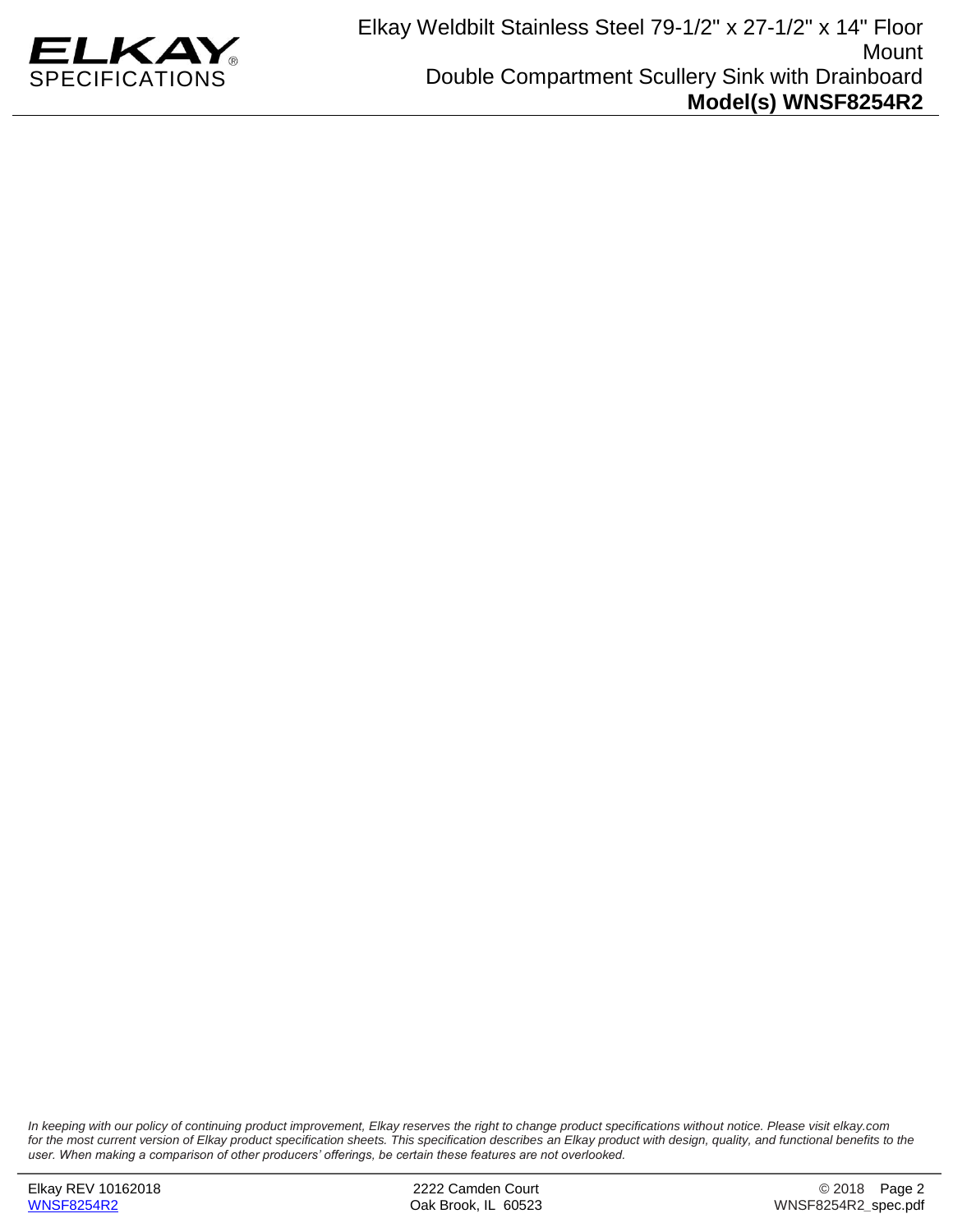*In keeping with our policy of continuing product improvement, Elkay reserves the right to change product specifications without notice. Please visit elkay.com for the most current version of Elkay product specification sheets. This specification describes an Elkay product with design, quality, and functional benefits to the user. When making a comparison of other producers' offerings, be certain these features are not overlooked.*